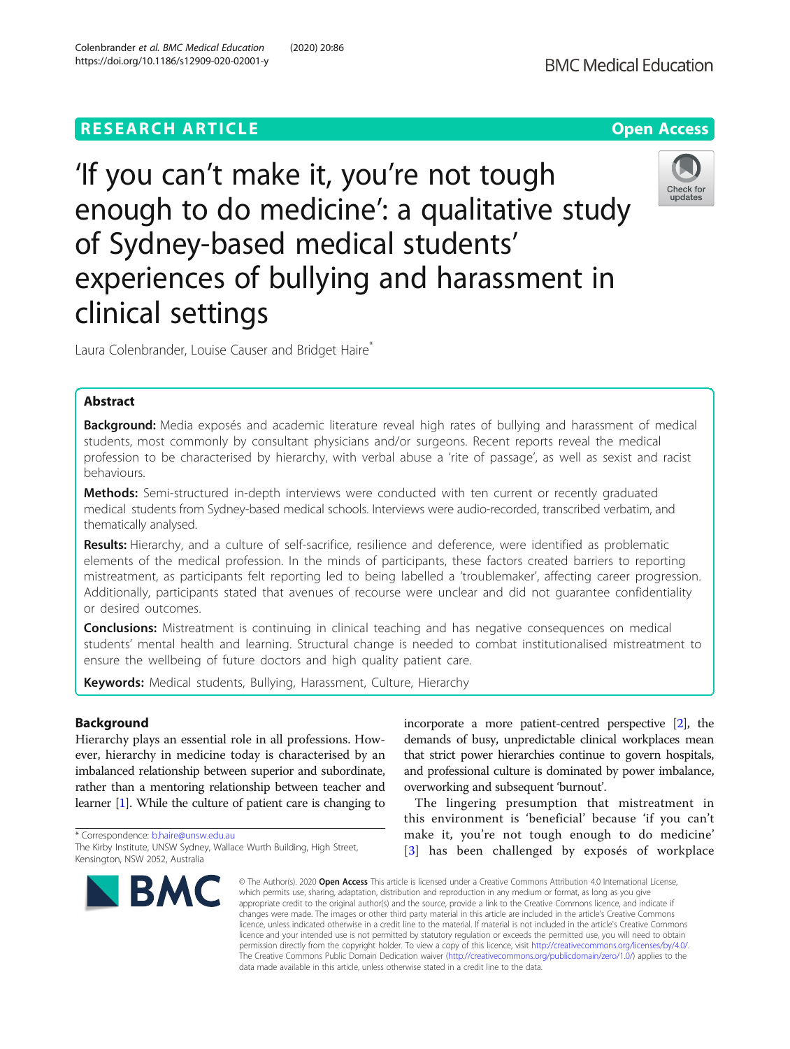RESEARCH ARTICLE

Open Access

# 'If you can't make it, you're not tough enough to do medicine': a qualitative study of Sydney-based medical students' experiences of bullying and harassment in clinical settings

Laura Colenbrander, Louise Causer and Bridget Haire*

## Abstract

**Background:** Media exposés and academic literature reveal high rates of bullying and harassment of medical students, most commonly by consultant physicians and/or surgeons. Recent reports reveal the medical profession to be characterised by hierarchy, with verbal abuse a 'rite of passage', as well as sexist and racist behaviours.

**Methods:** Semi-structured in-depth interviews were conducted with ten current or recently graduated medical students from Sydney-based medical schools. Interviews were audio-recorded, transcribed verbatim, and thematically analysed.

**Results:** Hierarchy, and a culture of self-sacrifice, resilience and deference, were identified as problematic elements of the medical profession. In the minds of participants, these factors created barriers to reporting mistreatment, as participants felt reporting led to being labelled a 'troublemaker', affecting career progression. Additionally, participants stated that avenues of recourse were unclear and did not guarantee confidentiality or desired outcomes.

**Conclusions:** Mistreatment is continuing in clinical teaching and has negative consequences on medical students' mental health and learning. Structural change is needed to combat institutionalised mistreatment to ensure the wellbeing of future doctors and high quality patient care.

**Keywords:** Medical students, Bullying, Harassment, Culture, Hierarchy

## Background

Hierarchy plays an essential role in all professions. However, hierarchy in medicine today is characterised by an imbalanced relationship between superior and subordinate, rather than a mentoring relationship between teacher and learner [1]. While the culture of patient care is changing to incorporate a more patient-centred perspective [2], the demands of busy, unpredictable clinical workplaces mean that strict power hierarchies continue to govern hospitals, and professional culture is dominated by power imbalance, overworking and subsequent 'burnout'.

The lingering presumption that mistreatment in this environment is 'beneficial' because 'if you can't make it, you're not tough enough to do medicine' [3] has been challenged by exposés of workplace

* Correspondence: b.haire@unsw.edu.au
The Kirby Institute, UNSW Sydney, Wallace Wurth Building, High Street, Kensington, NSW 2052, Australia

© The Author(s). 2020 **Open Access** This article is licensed under a Creative Commons Attribution 4.0 International License, which permits use, sharing, adaptation, distribution and reproduction in any medium or format, as long as you give appropriate credit to the original author(s) and the source, provide a link to the Creative Commons licence, and indicate if changes were made. The images or other third party material in this article are included in the article's Creative Commons licence, unless indicated otherwise in a credit line to the material. If material is not included in the article's Creative Commons licence and your intended use is not permitted by statutory regulation or exceeds the permitted use, you will need to obtain permission directly from the copyright holder. To view a copy of this licence, visit http://creativecommons.org/licenses/by/4.0/. The Creative Commons Public Domain Dedication waiver (http://creativecommons.org/publicdomain/zero/1.0/) applies to the data made available in this article, unless otherwise stated in a credit line to the data.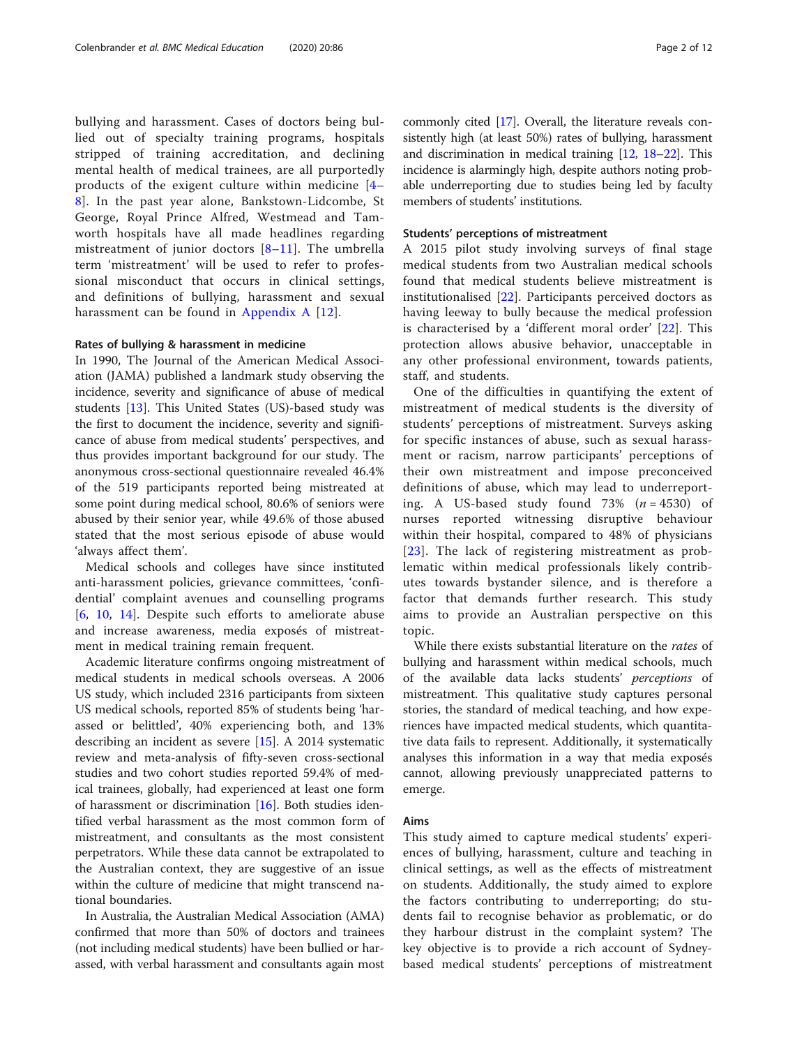bullying and harassment. Cases of doctors being bullied out of specialty training programs, hospitals stripped of training accreditation, and declining mental health of medical trainees, are all purportedly products of the exigent culture within medicine [4–8]. In the past year alone, Bankstown-Lidcombe, St George, Royal Prince Alfred, Westmead and Tamworth hospitals have all made headlines regarding mistreatment of junior doctors [8–11]. The umbrella term 'mistreatment' will be used to refer to professional misconduct that occurs in clinical settings, and definitions of bullying, harassment and sexual harassment can be found in Appendix A [12].

#### Rates of bullying & harassment in medicine

In 1990, The Journal of the American Medical Association (JAMA) published a landmark study observing the incidence, severity and significance of abuse of medical students [13]. This United States (US)-based study was the first to document the incidence, severity and significance of abuse from medical students' perspectives, and thus provides important background for our study. The anonymous cross-sectional questionnaire revealed 46.4% of the 519 participants reported being mistreated at some point during medical school, 80.6% of seniors were abused by their senior year, while 49.6% of those abused stated that the most serious episode of abuse would 'always affect them'.

Medical schools and colleges have since instituted anti-harassment policies, grievance committees, 'confidential' complaint avenues and counselling programs [6, 10, 14]. Despite such efforts to ameliorate abuse and increase awareness, media exposés of mistreatment in medical training remain frequent.

Academic literature confirms ongoing mistreatment of medical students in medical schools overseas. A 2006 US study, which included 2316 participants from sixteen US medical schools, reported 85% of students being 'harassed or belittled', 40% experiencing both, and 13% describing an incident as severe [15]. A 2014 systematic review and meta-analysis of fifty-seven cross-sectional studies and two cohort studies reported 59.4% of medical trainees, globally, had experienced at least one form of harassment or discrimination [16]. Both studies identified verbal harassment as the most common form of mistreatment, and consultants as the most consistent perpetrators. While these data cannot be extrapolated to the Australian context, they are suggestive of an issue within the culture of medicine that might transcend national boundaries.

In Australia, the Australian Medical Association (AMA) confirmed that more than 50% of doctors and trainees (not including medical students) have been bullied or harassed, with verbal harassment and consultants again most commonly cited [17]. Overall, the literature reveals consistently high (at least 50%) rates of bullying, harassment and discrimination in medical training [12, 18–22]. This incidence is alarmingly high, despite authors noting probable underreporting due to studies being led by faculty members of students' institutions.

#### Students' perceptions of mistreatment

A 2015 pilot study involving surveys of final stage medical students from two Australian medical schools found that medical students believe mistreatment is institutionalised [22]. Participants perceived doctors as having leeway to bully because the medical profession is characterised by a 'different moral order' [22]. This protection allows abusive behavior, unacceptable in any other professional environment, towards patients, staff, and students.

One of the difficulties in quantifying the extent of mistreatment of medical students is the diversity of students' perceptions of mistreatment. Surveys asking for specific instances of abuse, such as sexual harassment or racism, narrow participants' perceptions of their own mistreatment and impose preconceived definitions of abuse, which may lead to underreporting. A US-based study found 73% ($n = 4530$) of nurses reported witnessing disruptive behaviour within their hospital, compared to 48% of physicians [23]. The lack of registering mistreatment as problematic within medical professionals likely contributes towards bystander silence, and is therefore a factor that demands further research. This study aims to provide an Australian perspective on this topic.

While there exists substantial literature on the *rates* of bullying and harassment within medical schools, much of the available data lacks students' *perceptions* of mistreatment. This qualitative study captures personal stories, the standard of medical teaching, and how experiences have impacted medical students, which quantitative data fails to represent. Additionally, it systematically analyses this information in a way that media exposés cannot, allowing previously unappreciated patterns to emerge.

### Aims

This study aimed to capture medical students' experiences of bullying, harassment, culture and teaching in clinical settings, as well as the effects of mistreatment on students. Additionally, the study aimed to explore the factors contributing to underreporting; do students fail to recognise behavior as problematic, or do they harbour distrust in the complaint system? The key objective is to provide a rich account of Sydney-based medical students' perceptions of mistreatment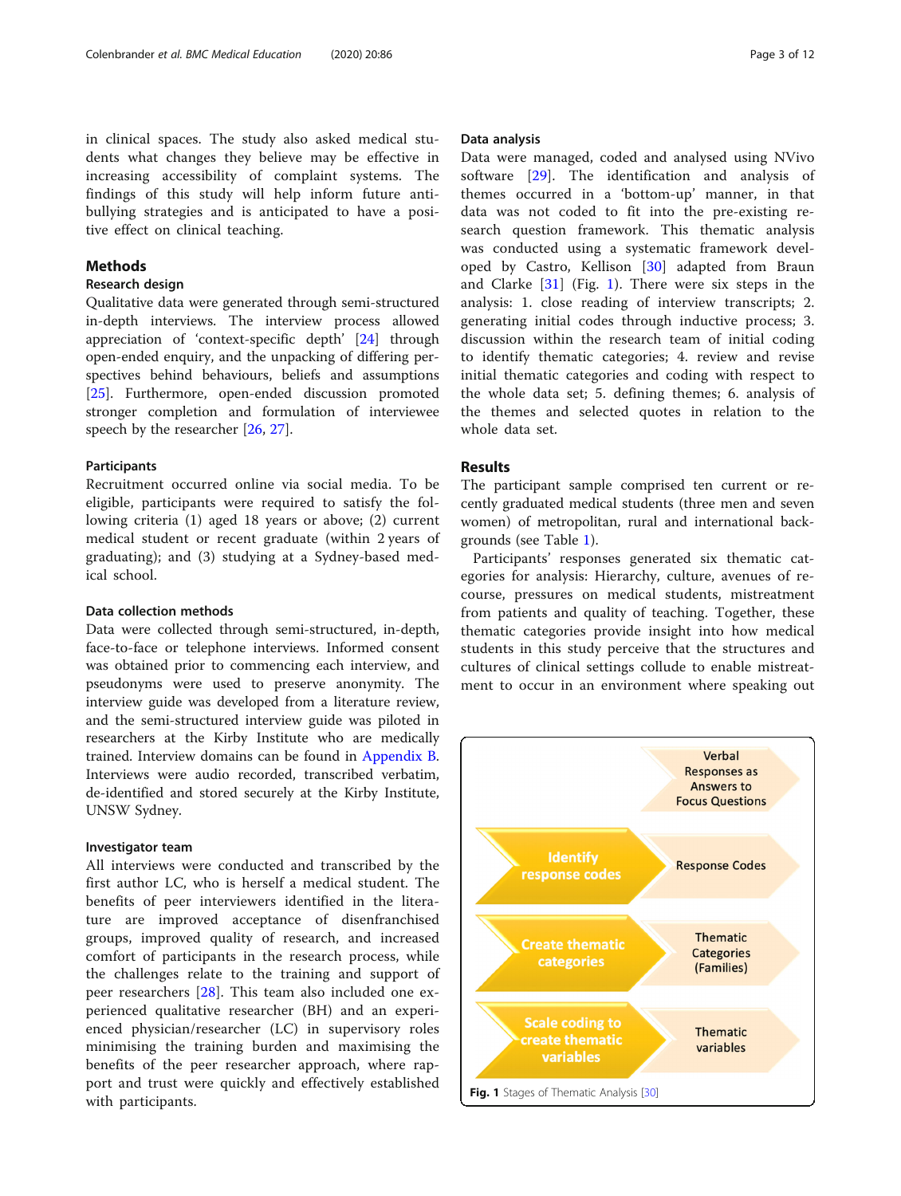in clinical spaces. The study also asked medical students what changes they believe may be effective in increasing accessibility of complaint systems. The findings of this study will help inform future anti-bullying strategies and is anticipated to have a positive effect on clinical teaching.

## Methods

### Research design

Qualitative data were generated through semi-structured in-depth interviews. The interview process allowed appreciation of 'context-specific depth' [24] through open-ended enquiry, and the unpacking of differing perspectives behind behaviours, beliefs and assumptions [25]. Furthermore, open-ended discussion promoted stronger completion and formulation of interviewee speech by the researcher [26, 27].

#### Participants

Recruitment occurred online via social media. To be eligible, participants were required to satisfy the following criteria (1) aged 18 years or above; (2) current medical student or recent graduate (within 2 years of graduating); and (3) studying at a Sydney-based medical school.

#### Data collection methods

Data were collected through semi-structured, in-depth, face-to-face or telephone interviews. Informed consent was obtained prior to commencing each interview, and pseudonyms were used to preserve anonymity. The interview guide was developed from a literature review, and the semi-structured interview guide was piloted in researchers at the Kirby Institute who are medically trained. Interview domains can be found in Appendix B. Interviews were audio recorded, transcribed verbatim, de-identified and stored securely at the Kirby Institute, UNSW Sydney.

#### Investigator team

All interviews were conducted and transcribed by the first author LC, who is herself a medical student. The benefits of peer interviewers identified in the literature are improved acceptance of disenfranchised groups, improved quality of research, and increased comfort of participants in the research process, while the challenges relate to the training and support of peer researchers [28]. This team also included one experienced qualitative researcher (BH) and an experienced physician/researcher (LC) in supervisory roles minimising the training burden and maximising the benefits of the peer researcher approach, where rapport and trust were quickly and effectively established with participants.

#### Data analysis

Data were managed, coded and analysed using NVivo software [29]. The identification and analysis of themes occurred in a 'bottom-up' manner, in that data was not coded to fit into the pre-existing research question framework. This thematic analysis was conducted using a systematic framework developed by Castro, Kellison [30] adapted from Braun and Clarke [31] (Fig. 1). There were six steps in the analysis: 1. close reading of interview transcripts; 2. generating initial codes through inductive process; 3. discussion within the research team of initial coding to identify thematic categories; 4. review and revise initial thematic categories and coding with respect to the whole data set; 5. defining themes; 6. analysis of the themes and selected quotes in relation to the whole data set.

## Results

The participant sample comprised ten current or recently graduated medical students (three men and seven women) of metropolitan, rural and international backgrounds (see Table 1).

Participants' responses generated six thematic categories for analysis: Hierarchy, culture, avenues of recourse, pressures on medical students, mistreatment from patients and quality of teaching. Together, these thematic categories provide insight into how medical students in this study perceive that the structures and cultures of clinical settings collude to enable mistreatment to occur in an environment where speaking out

| Step | Output |
| --- | --- |
| | Verbal Responses as Answers to Focus Questions |
| Identify response codes | Response Codes |
| Create thematic categories | Thematic Categories (Families) |
| Scale coding to create thematic variables | Thematic variables |

**Fig. 1** Stages of Thematic Analysis [30]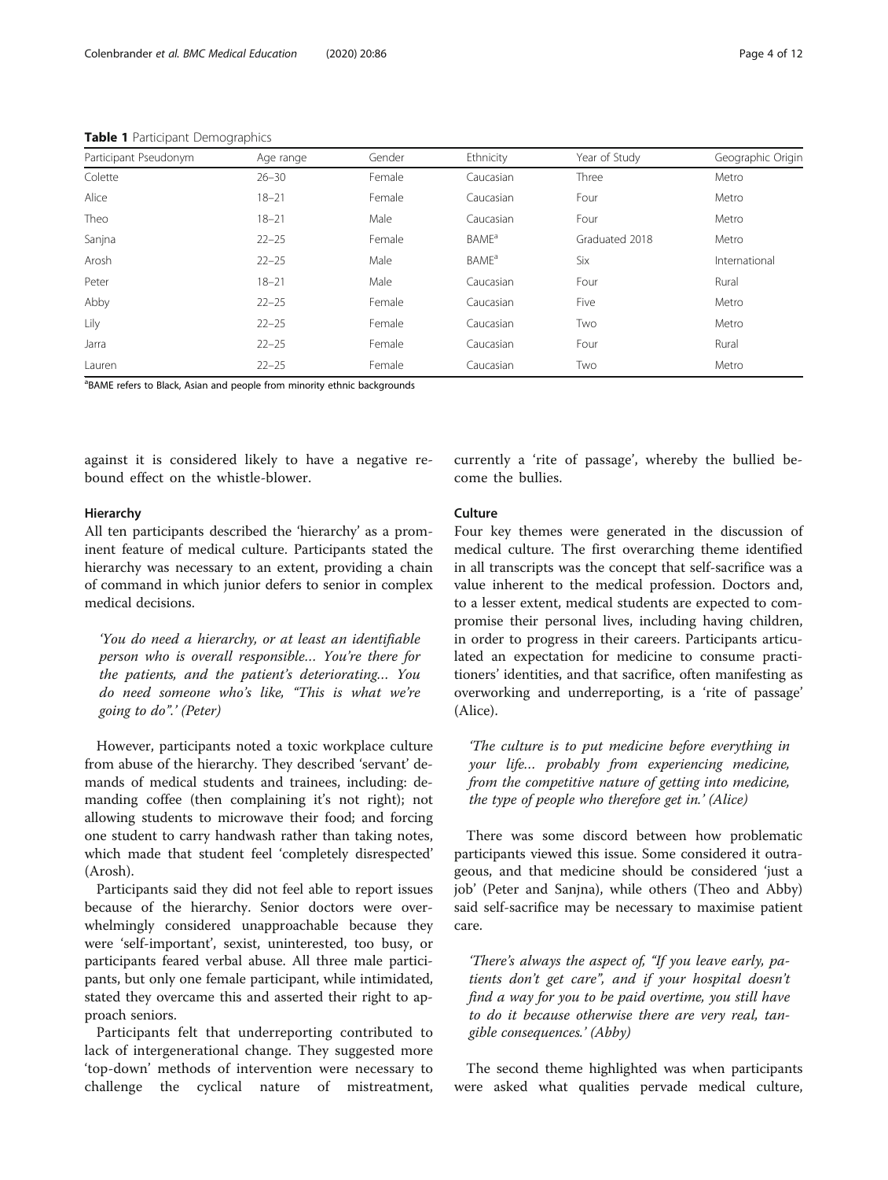**Table 1** Participant Demographics

| Participant Pseudonym | Age range | Gender | Ethnicity | Year of Study | Geographic Origin |
|---|---|---|---|---|---|
| Colette | 26–30 | Female | Caucasian | Three | Metro |
| Alice | 18–21 | Female | Caucasian | Four | Metro |
| Theo | 18–21 | Male | Caucasian | Four | Metro |
| Sanjna | 22–25 | Female | BAME[a] | Graduated 2018 | Metro |
| Arosh | 22–25 | Male | BAME[a] | Six | International |
| Peter | 18–21 | Male | Caucasian | Four | Rural |
| Abby | 22–25 | Female | Caucasian | Five | Metro |
| Lily | 22–25 | Female | Caucasian | Two | Metro |
| Jarra | 22–25 | Female | Caucasian | Four | Rural |
| Lauren | 22–25 | Female | Caucasian | Two | Metro |

[a]BAME refers to Black, Asian and people from minority ethnic backgrounds

against it is considered likely to have a negative rebound effect on the whistle-blower.

### Hierarchy

All ten participants described the 'hierarchy' as a prominent feature of medical culture. Participants stated the hierarchy was necessary to an extent, providing a chain of command in which junior defers to senior in complex medical decisions.

> *'You do need a hierarchy, or at least an identifiable person who is overall responsible… You're there for the patients, and the patient's deteriorating… You do need someone who's like, "This is what we're going to do".' (Peter)*

However, participants noted a toxic workplace culture from abuse of the hierarchy. They described 'servant' demands of medical students and trainees, including: demanding coffee (then complaining it's not right); not allowing students to microwave their food; and forcing one student to carry handwash rather than taking notes, which made that student feel 'completely disrespected' (Arosh).

Participants said they did not feel able to report issues because of the hierarchy. Senior doctors were overwhelmingly considered unapproachable because they were 'self-important', sexist, uninterested, too busy, or participants feared verbal abuse. All three male participants, but only one female participant, while intimidated, stated they overcame this and asserted their right to approach seniors.

Participants felt that underreporting contributed to lack of intergenerational change. They suggested more 'top-down' methods of intervention were necessary to challenge the cyclical nature of mistreatment, currently a 'rite of passage', whereby the bullied become the bullies.

### Culture

Four key themes were generated in the discussion of medical culture. The first overarching theme identified in all transcripts was the concept that self-sacrifice was a value inherent to the medical profession. Doctors and, to a lesser extent, medical students are expected to compromise their personal lives, including having children, in order to progress in their careers. Participants articulated an expectation for medicine to consume practitioners' identities, and that sacrifice, often manifesting as overworking and underreporting, is a 'rite of passage' (Alice).

> *'The culture is to put medicine before everything in your life… probably from experiencing medicine, from the competitive nature of getting into medicine, the type of people who therefore get in.' (Alice)*

There was some discord between how problematic participants viewed this issue. Some considered it outrageous, and that medicine should be considered 'just a job' (Peter and Sanjna), while others (Theo and Abby) said self-sacrifice may be necessary to maximise patient care.

> *'There's always the aspect of, "If you leave early, patients don't get care", and if your hospital doesn't find a way for you to be paid overtime, you still have to do it because otherwise there are very real, tangible consequences.' (Abby)*

The second theme highlighted was when participants were asked what qualities pervade medical culture,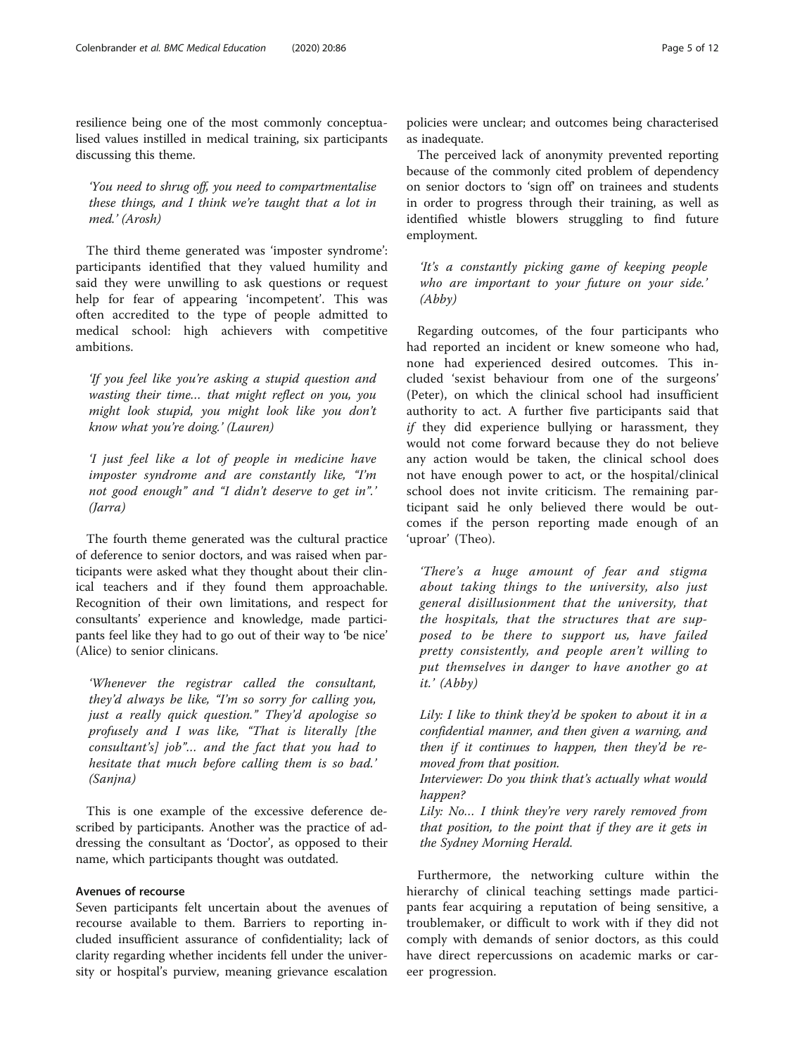resilience being one of the most commonly conceptualised values instilled in medical training, six participants discussing this theme.

> 'You need to shrug off, you need to compartmentalise these things, and I think we're taught that a lot in med.' (Arosh)

The third theme generated was 'imposter syndrome': participants identified that they valued humility and said they were unwilling to ask questions or request help for fear of appearing 'incompetent'. This was often accredited to the type of people admitted to medical school: high achievers with competitive ambitions.

> 'If you feel like you're asking a stupid question and wasting their time… that might reflect on you, you might look stupid, you might look like you don't know what you're doing.' (Lauren)

> 'I just feel like a lot of people in medicine have imposter syndrome and are constantly like, "I'm not good enough" and "I didn't deserve to get in".' (Jarra)

The fourth theme generated was the cultural practice of deference to senior doctors, and was raised when participants were asked what they thought about their clinical teachers and if they found them approachable. Recognition of their own limitations, and respect for consultants' experience and knowledge, made participants feel like they had to go out of their way to 'be nice' (Alice) to senior clinicans.

> 'Whenever the registrar called the consultant, they'd always be like, "I'm so sorry for calling you, just a really quick question." They'd apologise so profusely and I was like, "That is literally [the consultant's] job"… and the fact that you had to hesitate that much before calling them is so bad.' (Sanjna)

This is one example of the excessive deference described by participants. Another was the practice of addressing the consultant as 'Doctor', as opposed to their name, which participants thought was outdated.

#### Avenues of recourse

Seven participants felt uncertain about the avenues of recourse available to them. Barriers to reporting included insufficient assurance of confidentiality; lack of clarity regarding whether incidents fell under the university or hospital's purview, meaning grievance escalation policies were unclear; and outcomes being characterised as inadequate.

The perceived lack of anonymity prevented reporting because of the commonly cited problem of dependency on senior doctors to 'sign off' on trainees and students in order to progress through their training, as well as identified whistle blowers struggling to find future employment.

> 'It's a constantly picking game of keeping people who are important to your future on your side.' (Abby)

Regarding outcomes, of the four participants who had reported an incident or knew someone who had, none had experienced desired outcomes. This included 'sexist behaviour from one of the surgeons' (Peter), on which the clinical school had insufficient authority to act. A further five participants said that *if* they did experience bullying or harassment, they would not come forward because they do not believe any action would be taken, the clinical school does not have enough power to act, or the hospital/clinical school does not invite criticism. The remaining participant said he only believed there would be outcomes if the person reporting made enough of an 'uproar' (Theo).

> 'There's a huge amount of fear and stigma about taking things to the university, also just general disillusionment that the university, that the hospitals, that the structures that are supposed to be there to support us, have failed pretty consistently, and people aren't willing to put themselves in danger to have another go at it.' (Abby)

> Lily: I like to think they'd be spoken to about it in a confidential manner, and then given a warning, and then if it continues to happen, then they'd be removed from that position.
>
> Interviewer: Do you think that's actually what would happen?
>
> Lily: No… I think they're very rarely removed from that position, to the point that if they are it gets in the Sydney Morning Herald.

Furthermore, the networking culture within the hierarchy of clinical teaching settings made participants fear acquiring a reputation of being sensitive, a troublemaker, or difficult to work with if they did not comply with demands of senior doctors, as this could have direct repercussions on academic marks or career progression.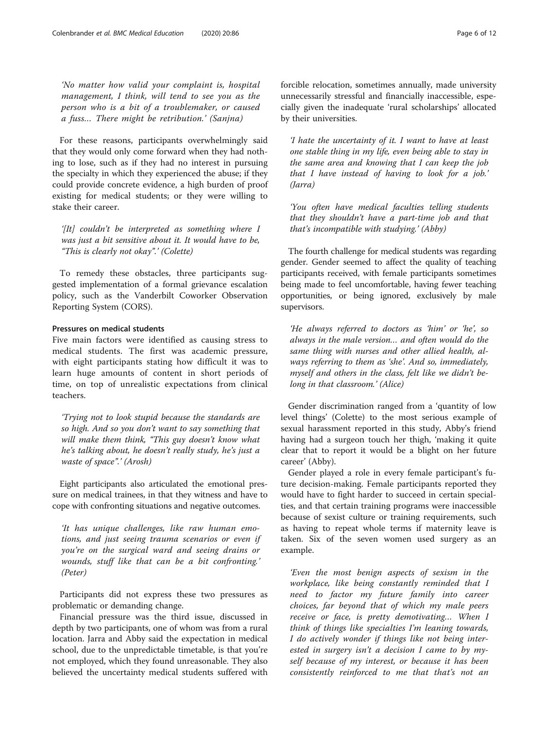*'No matter how valid your complaint is, hospital management, I think, will tend to see you as the person who is a bit of a troublemaker, or caused a fuss… There might be retribution.' (Sanjna)*

For these reasons, participants overwhelmingly said that they would only come forward when they had nothing to lose, such as if they had no interest in pursuing the specialty in which they experienced the abuse; if they could provide concrete evidence, a high burden of proof existing for medical students; or they were willing to stake their career.

*'[It] couldn't be interpreted as something where I was just a bit sensitive about it. It would have to be, "This is clearly not okay".' (Colette)*

To remedy these obstacles, three participants suggested implementation of a formal grievance escalation policy, such as the Vanderbilt Coworker Observation Reporting System (CORS).

#### Pressures on medical students

Five main factors were identified as causing stress to medical students. The first was academic pressure, with eight participants stating how difficult it was to learn huge amounts of content in short periods of time, on top of unrealistic expectations from clinical teachers.

*'Trying not to look stupid because the standards are so high. And so you don't want to say something that will make them think, "This guy doesn't know what he's talking about, he doesn't really study, he's just a waste of space".' (Arosh)*

Eight participants also articulated the emotional pressure on medical trainees, in that they witness and have to cope with confronting situations and negative outcomes.

*'It has unique challenges, like raw human emotions, and just seeing trauma scenarios or even if you're on the surgical ward and seeing drains or wounds, stuff like that can be a bit confronting.' (Peter)*

Participants did not express these two pressures as problematic or demanding change.

Financial pressure was the third issue, discussed in depth by two participants, one of whom was from a rural location. Jarra and Abby said the expectation in medical school, due to the unpredictable timetable, is that you're not employed, which they found unreasonable. They also believed the uncertainty medical students suffered with forcible relocation, sometimes annually, made university unnecessarily stressful and financially inaccessible, especially given the inadequate 'rural scholarships' allocated by their universities.

*'I hate the uncertainty of it. I want to have at least one stable thing in my life, even being able to stay in the same area and knowing that I can keep the job that I have instead of having to look for a job.' (Jarra)*

*'You often have medical faculties telling students that they shouldn't have a part-time job and that that's incompatible with studying.' (Abby)*

The fourth challenge for medical students was regarding gender. Gender seemed to affect the quality of teaching participants received, with female participants sometimes being made to feel uncomfortable, having fewer teaching opportunities, or being ignored, exclusively by male supervisors.

*'He always referred to doctors as 'him' or 'he', so always in the male version… and often would do the same thing with nurses and other allied health, always referring to them as 'she'. And so, immediately, myself and others in the class, felt like we didn't belong in that classroom.' (Alice)*

Gender discrimination ranged from a 'quantity of low level things' (Colette) to the most serious example of sexual harassment reported in this study, Abby's friend having had a surgeon touch her thigh, 'making it quite clear that to report it would be a blight on her future career' (Abby).

Gender played a role in every female participant's future decision-making. Female participants reported they would have to fight harder to succeed in certain specialties, and that certain training programs were inaccessible because of sexist culture or training requirements, such as having to repeat whole terms if maternity leave is taken. Six of the seven women used surgery as an example.

*'Even the most benign aspects of sexism in the workplace, like being constantly reminded that I need to factor my future family into career choices, far beyond that of which my male peers receive or face, is pretty demotivating… When I think of things like specialties I'm leaning towards, I do actively wonder if things like not being interested in surgery isn't a decision I came to by myself because of my interest, or because it has been consistently reinforced to me that that's not an*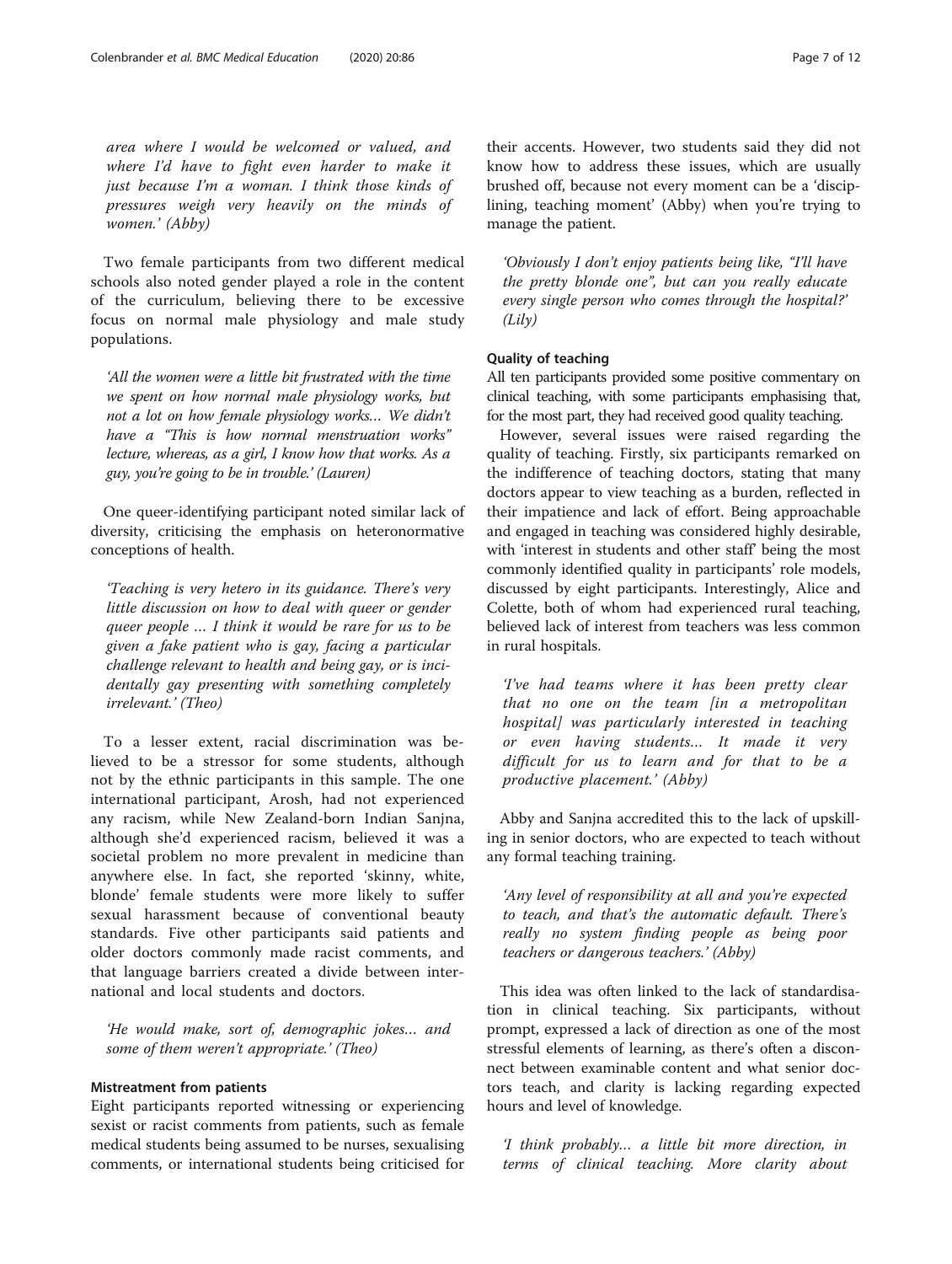*area where I would be welcomed or valued, and where I'd have to fight even harder to make it just because I'm a woman. I think those kinds of pressures weigh very heavily on the minds of women.' (Abby)*

Two female participants from two different medical schools also noted gender played a role in the content of the curriculum, believing there to be excessive focus on normal male physiology and male study populations.

*'All the women were a little bit frustrated with the time we spent on how normal male physiology works, but not a lot on how female physiology works… We didn't have a "This is how normal menstruation works" lecture, whereas, as a girl, I know how that works. As a guy, you're going to be in trouble.' (Lauren)*

One queer-identifying participant noted similar lack of diversity, criticising the emphasis on heteronormative conceptions of health.

*'Teaching is very hetero in its guidance. There's very little discussion on how to deal with queer or gender queer people … I think it would be rare for us to be given a fake patient who is gay, facing a particular challenge relevant to health and being gay, or is incidentally gay presenting with something completely irrelevant.' (Theo)*

To a lesser extent, racial discrimination was believed to be a stressor for some students, although not by the ethnic participants in this sample. The one international participant, Arosh, had not experienced any racism, while New Zealand-born Indian Sanjna, although she'd experienced racism, believed it was a societal problem no more prevalent in medicine than anywhere else. In fact, she reported 'skinny, white, blonde' female students were more likely to suffer sexual harassment because of conventional beauty standards. Five other participants said patients and older doctors commonly made racist comments, and that language barriers created a divide between international and local students and doctors.

*'He would make, sort of, demographic jokes… and some of them weren't appropriate.' (Theo)*

#### Mistreatment from patients

Eight participants reported witnessing or experiencing sexist or racist comments from patients, such as female medical students being assumed to be nurses, sexualising comments, or international students being criticised for their accents. However, two students said they did not know how to address these issues, which are usually brushed off, because not every moment can be a 'disciplining, teaching moment' (Abby) when you're trying to manage the patient.

*'Obviously I don't enjoy patients being like, "I'll have the pretty blonde one", but can you really educate every single person who comes through the hospital?' (Lily)*

#### Quality of teaching

All ten participants provided some positive commentary on clinical teaching, with some participants emphasising that, for the most part, they had received good quality teaching.

However, several issues were raised regarding the quality of teaching. Firstly, six participants remarked on the indifference of teaching doctors, stating that many doctors appear to view teaching as a burden, reflected in their impatience and lack of effort. Being approachable and engaged in teaching was considered highly desirable, with 'interest in students and other staff' being the most commonly identified quality in participants' role models, discussed by eight participants. Interestingly, Alice and Colette, both of whom had experienced rural teaching, believed lack of interest from teachers was less common in rural hospitals.

*'I've had teams where it has been pretty clear that no one on the team [in a metropolitan hospital] was particularly interested in teaching or even having students… It made it very difficult for us to learn and for that to be a productive placement.' (Abby)*

Abby and Sanjna accredited this to the lack of upskilling in senior doctors, who are expected to teach without any formal teaching training.

*'Any level of responsibility at all and you're expected to teach, and that's the automatic default. There's really no system finding people as being poor teachers or dangerous teachers.' (Abby)*

This idea was often linked to the lack of standardisation in clinical teaching. Six participants, without prompt, expressed a lack of direction as one of the most stressful elements of learning, as there's often a disconnect between examinable content and what senior doctors teach, and clarity is lacking regarding expected hours and level of knowledge.

*'I think probably… a little bit more direction, in terms of clinical teaching. More clarity about*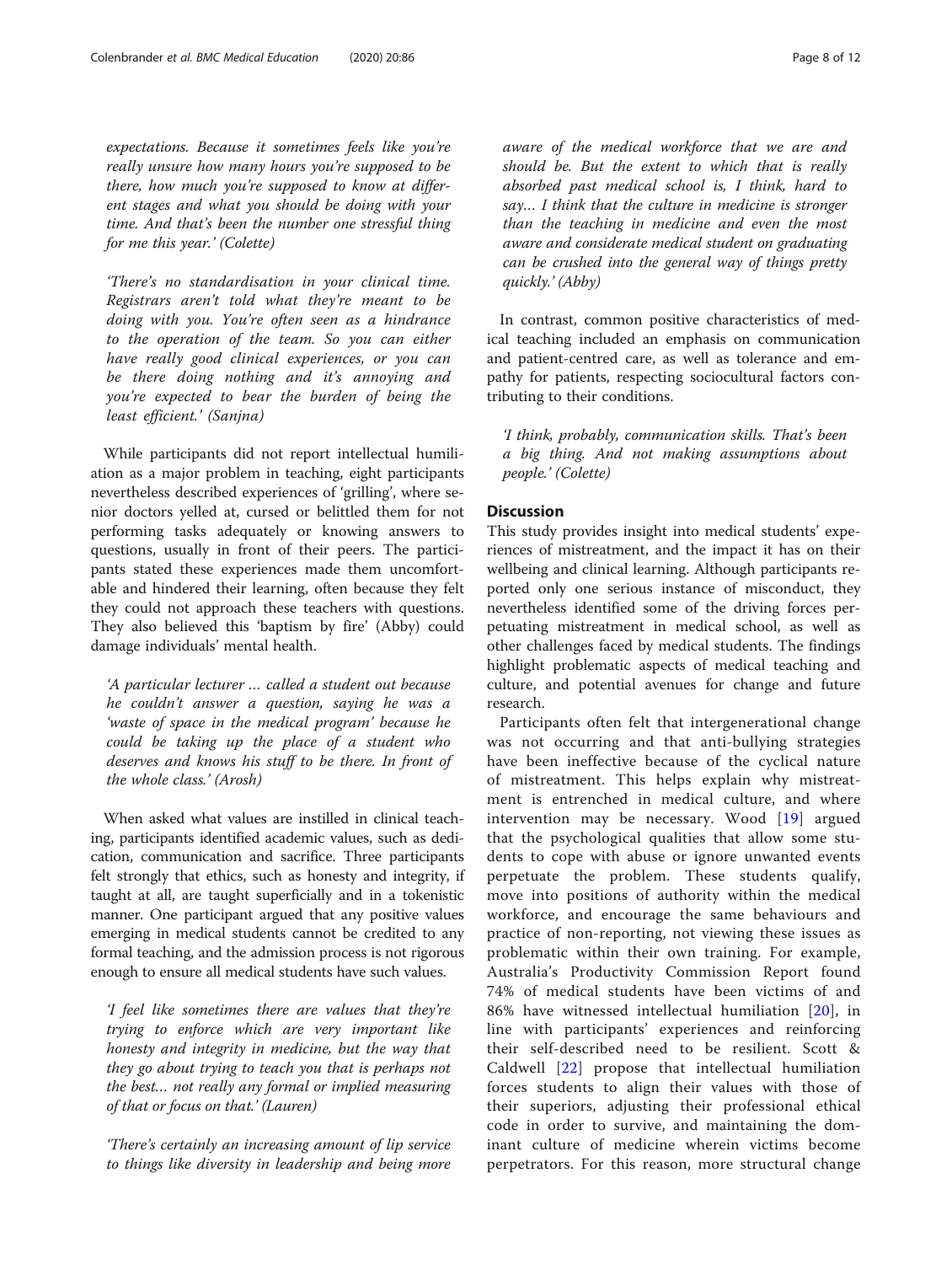*expectations. Because it sometimes feels like you're really unsure how many hours you're supposed to be there, how much you're supposed to know at different stages and what you should be doing with your time. And that's been the number one stressful thing for me this year.' (Colette)*

*'There's no standardisation in your clinical time. Registrars aren't told what they're meant to be doing with you. You're often seen as a hindrance to the operation of the team. So you can either have really good clinical experiences, or you can be there doing nothing and it's annoying and you're expected to bear the burden of being the least efficient.' (Sanjna)*

While participants did not report intellectual humiliation as a major problem in teaching, eight participants nevertheless described experiences of 'grilling', where senior doctors yelled at, cursed or belittled them for not performing tasks adequately or knowing answers to questions, usually in front of their peers. The participants stated these experiences made them uncomfortable and hindered their learning, often because they felt they could not approach these teachers with questions. They also believed this 'baptism by fire' (Abby) could damage individuals' mental health.

*'A particular lecturer … called a student out because he couldn't answer a question, saying he was a 'waste of space in the medical program' because he could be taking up the place of a student who deserves and knows his stuff to be there. In front of the whole class.' (Arosh)*

When asked what values are instilled in clinical teaching, participants identified academic values, such as dedication, communication and sacrifice. Three participants felt strongly that ethics, such as honesty and integrity, if taught at all, are taught superficially and in a tokenistic manner. One participant argued that any positive values emerging in medical students cannot be credited to any formal teaching, and the admission process is not rigorous enough to ensure all medical students have such values.

*'I feel like sometimes there are values that they're trying to enforce which are very important like honesty and integrity in medicine, but the way that they go about trying to teach you that is perhaps not the best… not really any formal or implied measuring of that or focus on that.' (Lauren)*

*'There's certainly an increasing amount of lip service to things like diversity in leadership and being more aware of the medical workforce that we are and should be. But the extent to which that is really absorbed past medical school is, I think, hard to say… I think that the culture in medicine is stronger than the teaching in medicine and even the most aware and considerate medical student on graduating can be crushed into the general way of things pretty quickly.' (Abby)*

In contrast, common positive characteristics of medical teaching included an emphasis on communication and patient-centred care, as well as tolerance and empathy for patients, respecting sociocultural factors contributing to their conditions.

*'I think, probably, communication skills. That's been a big thing. And not making assumptions about people.' (Colette)*

## Discussion

This study provides insight into medical students' experiences of mistreatment, and the impact it has on their wellbeing and clinical learning. Although participants reported only one serious instance of misconduct, they nevertheless identified some of the driving forces perpetuating mistreatment in medical school, as well as other challenges faced by medical students. The findings highlight problematic aspects of medical teaching and culture, and potential avenues for change and future research.

Participants often felt that intergenerational change was not occurring and that anti-bullying strategies have been ineffective because of the cyclical nature of mistreatment. This helps explain why mistreatment is entrenched in medical culture, and where intervention may be necessary. Wood [19] argued that the psychological qualities that allow some students to cope with abuse or ignore unwanted events perpetuate the problem. These students qualify, move into positions of authority within the medical workforce, and encourage the same behaviours and practice of non-reporting, not viewing these issues as problematic within their own training. For example, Australia's Productivity Commission Report found 74% of medical students have been victims of and 86% have witnessed intellectual humiliation [20], in line with participants' experiences and reinforcing their self-described need to be resilient. Scott & Caldwell [22] propose that intellectual humiliation forces students to align their values with those of their superiors, adjusting their professional ethical code in order to survive, and maintaining the dominant culture of medicine wherein victims become perpetrators. For this reason, more structural change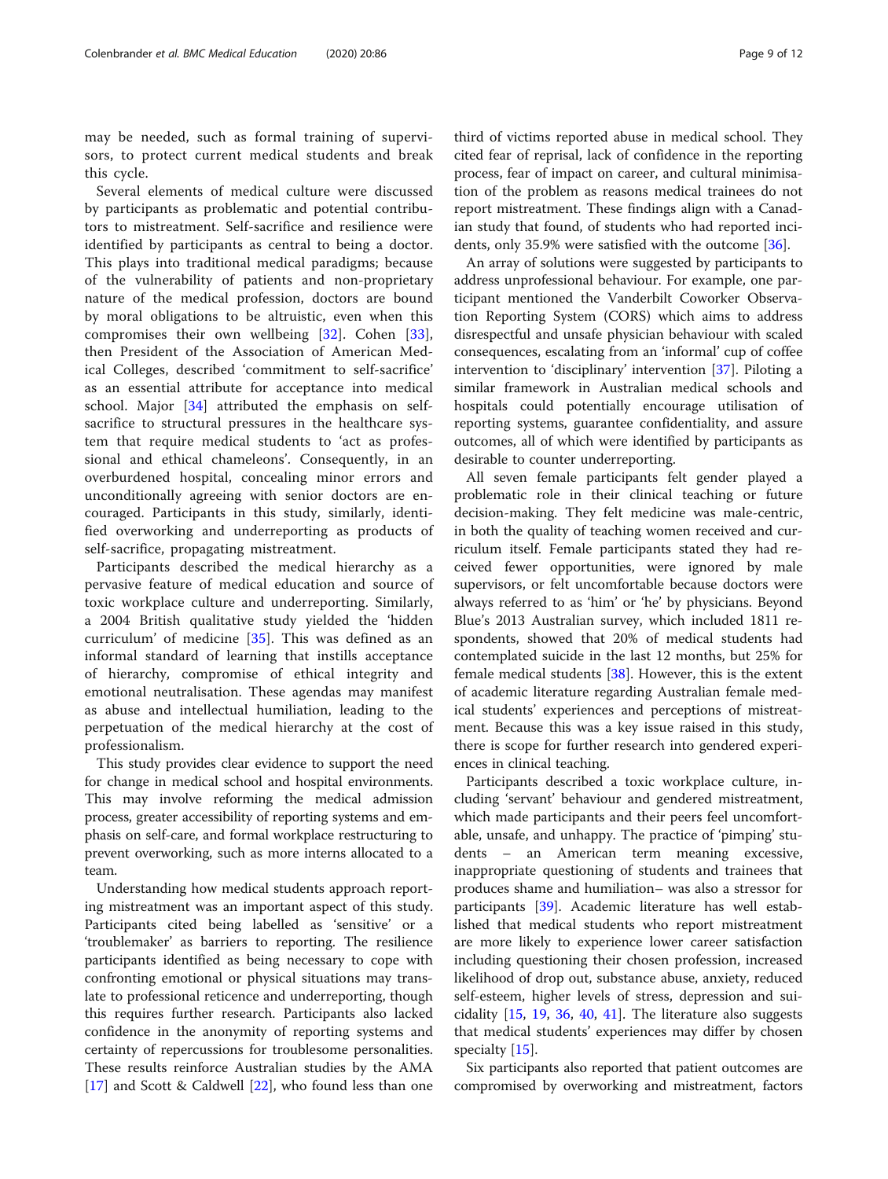may be needed, such as formal training of supervisors, to protect current medical students and break this cycle.

Several elements of medical culture were discussed by participants as problematic and potential contributors to mistreatment. Self-sacrifice and resilience were identified by participants as central to being a doctor. This plays into traditional medical paradigms; because of the vulnerability of patients and non-proprietary nature of the medical profession, doctors are bound by moral obligations to be altruistic, even when this compromises their own wellbeing [32]. Cohen [33], then President of the Association of American Medical Colleges, described 'commitment to self-sacrifice' as an essential attribute for acceptance into medical school. Major [34] attributed the emphasis on self-sacrifice to structural pressures in the healthcare system that require medical students to 'act as professional and ethical chameleons'. Consequently, in an overburdened hospital, concealing minor errors and unconditionally agreeing with senior doctors are encouraged. Participants in this study, similarly, identified overworking and underreporting as products of self-sacrifice, propagating mistreatment.

Participants described the medical hierarchy as a pervasive feature of medical education and source of toxic workplace culture and underreporting. Similarly, a 2004 British qualitative study yielded the 'hidden curriculum' of medicine [35]. This was defined as an informal standard of learning that instills acceptance of hierarchy, compromise of ethical integrity and emotional neutralisation. These agendas may manifest as abuse and intellectual humiliation, leading to the perpetuation of the medical hierarchy at the cost of professionalism.

This study provides clear evidence to support the need for change in medical school and hospital environments. This may involve reforming the medical admission process, greater accessibility of reporting systems and emphasis on self-care, and formal workplace restructuring to prevent overworking, such as more interns allocated to a team.

Understanding how medical students approach reporting mistreatment was an important aspect of this study. Participants cited being labelled as 'sensitive' or a 'troublemaker' as barriers to reporting. The resilience participants identified as being necessary to cope with confronting emotional or physical situations may translate to professional reticence and underreporting, though this requires further research. Participants also lacked confidence in the anonymity of reporting systems and certainty of repercussions for troublesome personalities. These results reinforce Australian studies by the AMA [17] and Scott & Caldwell [22], who found less than one third of victims reported abuse in medical school. They cited fear of reprisal, lack of confidence in the reporting process, fear of impact on career, and cultural minimisation of the problem as reasons medical trainees do not report mistreatment. These findings align with a Canadian study that found, of students who had reported incidents, only 35.9% were satisfied with the outcome [36].

An array of solutions were suggested by participants to address unprofessional behaviour. For example, one participant mentioned the Vanderbilt Coworker Observation Reporting System (CORS) which aims to address disrespectful and unsafe physician behaviour with scaled consequences, escalating from an 'informal' cup of coffee intervention to 'disciplinary' intervention [37]. Piloting a similar framework in Australian medical schools and hospitals could potentially encourage utilisation of reporting systems, guarantee confidentiality, and assure outcomes, all of which were identified by participants as desirable to counter underreporting.

All seven female participants felt gender played a problematic role in their clinical teaching or future decision-making. They felt medicine was male-centric, in both the quality of teaching women received and curriculum itself. Female participants stated they had received fewer opportunities, were ignored by male supervisors, or felt uncomfortable because doctors were always referred to as 'him' or 'he' by physicians. Beyond Blue's 2013 Australian survey, which included 1811 respondents, showed that 20% of medical students had contemplated suicide in the last 12 months, but 25% for female medical students [38]. However, this is the extent of academic literature regarding Australian female medical students' experiences and perceptions of mistreatment. Because this was a key issue raised in this study, there is scope for further research into gendered experiences in clinical teaching.

Participants described a toxic workplace culture, including 'servant' behaviour and gendered mistreatment, which made participants and their peers feel uncomfortable, unsafe, and unhappy. The practice of 'pimping' students – an American term meaning excessive, inappropriate questioning of students and trainees that produces shame and humiliation– was also a stressor for participants [39]. Academic literature has well established that medical students who report mistreatment are more likely to experience lower career satisfaction including questioning their chosen profession, increased likelihood of drop out, substance abuse, anxiety, reduced self-esteem, higher levels of stress, depression and suicidality [15, 19, 36, 40, 41]. The literature also suggests that medical students' experiences may differ by chosen specialty [15].

Six participants also reported that patient outcomes are compromised by overworking and mistreatment, factors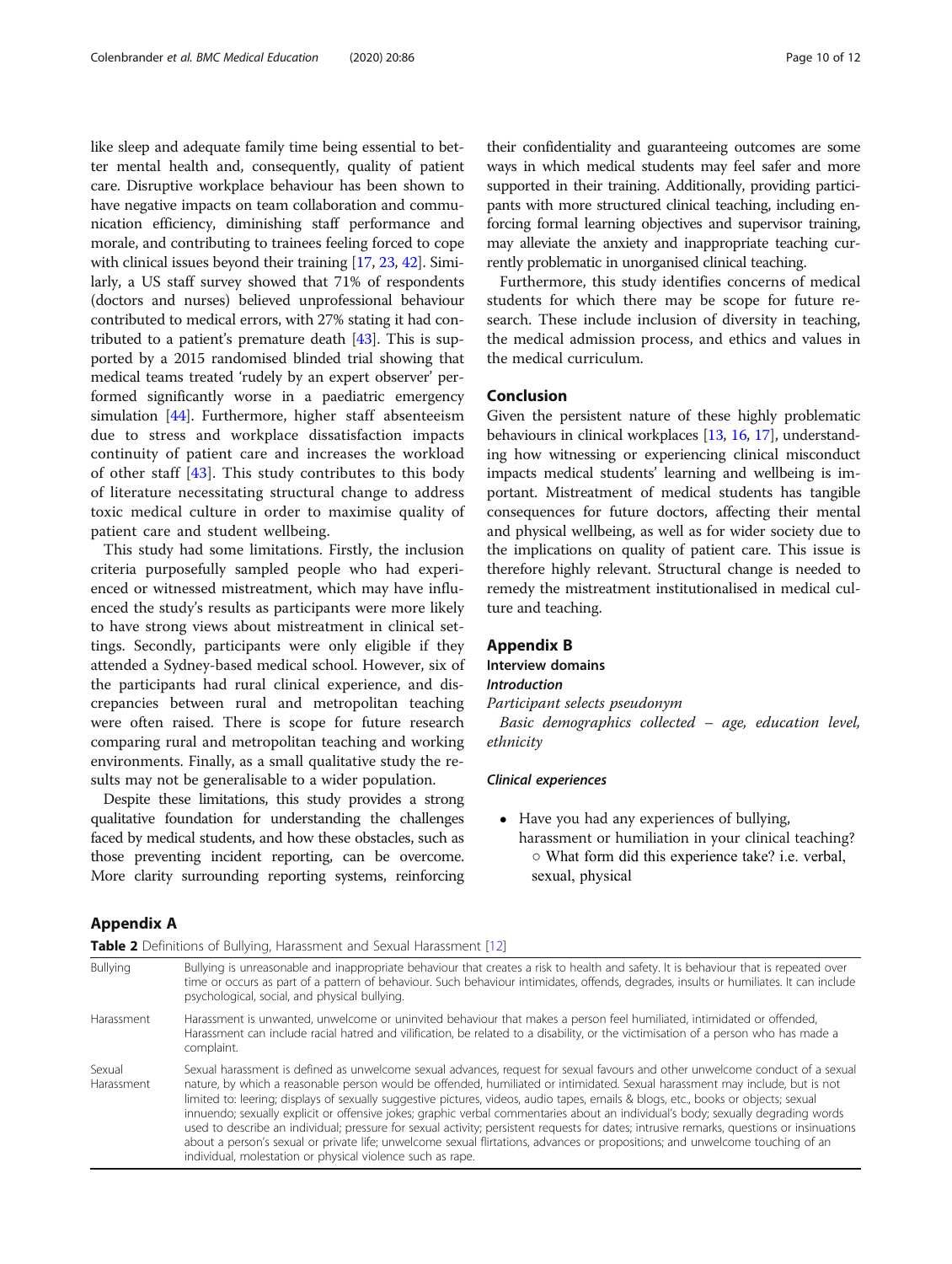like sleep and adequate family time being essential to better mental health and, consequently, quality of patient care. Disruptive workplace behaviour has been shown to have negative impacts on team collaboration and communication efficiency, diminishing staff performance and morale, and contributing to trainees feeling forced to cope with clinical issues beyond their training [17, 23, 42]. Similarly, a US staff survey showed that 71% of respondents (doctors and nurses) believed unprofessional behaviour contributed to medical errors, with 27% stating it had contributed to a patient's premature death [43]. This is supported by a 2015 randomised blinded trial showing that medical teams treated 'rudely by an expert observer' performed significantly worse in a paediatric emergency simulation [44]. Furthermore, higher staff absenteeism due to stress and workplace dissatisfaction impacts continuity of patient care and increases the workload of other staff [43]. This study contributes to this body of literature necessitating structural change to address toxic medical culture in order to maximise quality of patient care and student wellbeing.

This study had some limitations. Firstly, the inclusion criteria purposefully sampled people who had experienced or witnessed mistreatment, which may have influenced the study's results as participants were more likely to have strong views about mistreatment in clinical settings. Secondly, participants were only eligible if they attended a Sydney-based medical school. However, six of the participants had rural clinical experience, and discrepancies between rural and metropolitan teaching were often raised. There is scope for future research comparing rural and metropolitan teaching and working environments. Finally, as a small qualitative study the results may not be generalisable to a wider population.

Despite these limitations, this study provides a strong qualitative foundation for understanding the challenges faced by medical students, and how these obstacles, such as those preventing incident reporting, can be overcome. More clarity surrounding reporting systems, reinforcing their confidentiality and guaranteeing outcomes are some ways in which medical students may feel safer and more supported in their training. Additionally, providing participants with more structured clinical teaching, including enforcing formal learning objectives and supervisor training, may alleviate the anxiety and inappropriate teaching currently problematic in unorganised clinical teaching.

Furthermore, this study identifies concerns of medical students for which there may be scope for future research. These include inclusion of diversity in teaching, the medical admission process, and ethics and values in the medical curriculum.

## Conclusion

Given the persistent nature of these highly problematic behaviours in clinical workplaces [13, 16, 17], understanding how witnessing or experiencing clinical misconduct impacts medical students' learning and wellbeing is important. Mistreatment of medical students has tangible consequences for future doctors, affecting their mental and physical wellbeing, as well as for wider society due to the implications on quality of patient care. This issue is therefore highly relevant. Structural change is needed to remedy the mistreatment institutionalised in medical culture and teaching.

## Appendix B

### Interview domains

#### *Introduction*

*Participant selects pseudonym*

*Basic demographics collected – age, education level, ethnicity*

#### *Clinical experiences*

- Have you had any experiences of bullying, harassment or humiliation in your clinical teaching?
  - What form did this experience take? i.e. verbal, sexual, physical

## Appendix A

**Table 2** Definitions of Bullying, Harassment and Sexual Harassment [12]

| | |
|---|---|
| Bullying | Bullying is unreasonable and inappropriate behaviour that creates a risk to health and safety. It is behaviour that is repeated over time or occurs as part of a pattern of behaviour. Such behaviour intimidates, offends, degrades, insults or humiliates. It can include psychological, social, and physical bullying. |
| Harassment | Harassment is unwanted, unwelcome or uninvited behaviour that makes a person feel humiliated, intimidated or offended, Harassment can include racial hatred and vilification, be related to a disability, or the victimisation of a person who has made a complaint. |
| Sexual Harassment | Sexual harassment is defined as unwelcome sexual advances, request for sexual favours and other unwelcome conduct of a sexual nature, by which a reasonable person would be offended, humiliated or intimidated. Sexual harassment may include, but is not limited to: leering; displays of sexually suggestive pictures, videos, audio tapes, emails & blogs, etc., books or objects; sexual innuendo; sexually explicit or offensive jokes; graphic verbal commentaries about an individual's body; sexually degrading words used to describe an individual; pressure for sexual activity; persistent requests for dates; intrusive remarks, questions or insinuations about a person's sexual or private life; unwelcome sexual flirtations, advances or propositions; and unwelcome touching of an individual, molestation or physical violence such as rape. |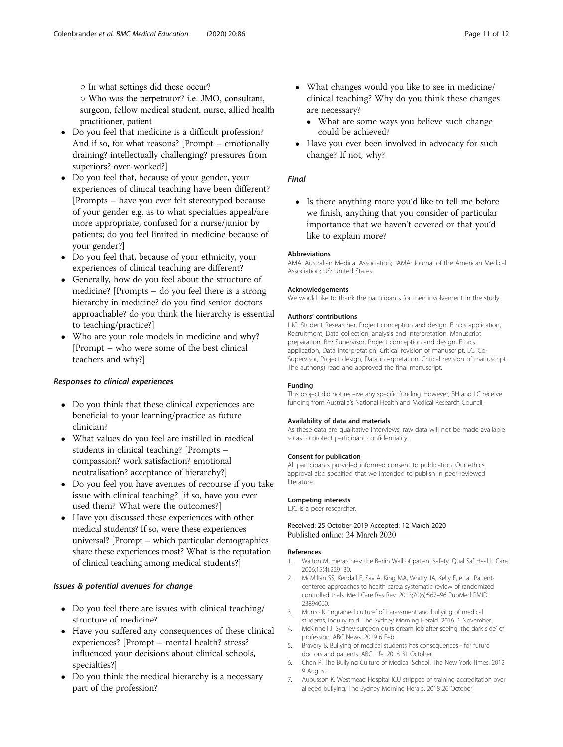- In what settings did these occur?
  - Who was the perpetrator? i.e. JMO, consultant, surgeon, fellow medical student, nurse, allied health practitioner, patient
- Do you feel that medicine is a difficult profession? And if so, for what reasons? [Prompt – emotionally draining? intellectually challenging? pressures from superiors? over-worked?]
- Do you feel that, because of your gender, your experiences of clinical teaching have been different? [Prompts – have you ever felt stereotyped because of your gender e.g. as to what specialties appeal/are more appropriate, confused for a nurse/junior by patients; do you feel limited in medicine because of your gender?]
- Do you feel that, because of your ethnicity, your experiences of clinical teaching are different?
- Generally, how do you feel about the structure of medicine? [Prompts – do you feel there is a strong hierarchy in medicine? do you find senior doctors approachable? do you think the hierarchy is essential to teaching/practice?]
- Who are your role models in medicine and why? [Prompt – who were some of the best clinical teachers and why?]

### *Responses to clinical experiences*

- Do you think that these clinical experiences are beneficial to your learning/practice as future clinician?
- What values do you feel are instilled in medical students in clinical teaching? [Prompts – compassion? work satisfaction? emotional neutralisation? acceptance of hierarchy?]
- Do you feel you have avenues of recourse if you take issue with clinical teaching? [if so, have you ever used them? What were the outcomes?]
- Have you discussed these experiences with other medical students? If so, were these experiences universal? [Prompt – which particular demographics share these experiences most? What is the reputation of clinical teaching among medical students?]

### *Issues & potential avenues for change*

- Do you feel there are issues with clinical teaching/ structure of medicine?
- Have you suffered any consequences of these clinical experiences? [Prompt – mental health? stress? influenced your decisions about clinical schools, specialties?]
- Do you think the medical hierarchy is a necessary part of the profession?
- What changes would you like to see in medicine/ clinical teaching? Why do you think these changes are necessary?
  - What are some ways you believe such change could be achieved?
- Have you ever been involved in advocacy for such change? If not, why?

### *Final*

- Is there anything more you'd like to tell me before we finish, anything that you consider of particular importance that we haven't covered or that you'd like to explain more?

#### Abbreviations

AMA: Australian Medical Association; JAMA: Journal of the American Medical Association; US: United States

#### Acknowledgements

We would like to thank the participants for their involvement in the study.

#### Authors' contributions

LJC: Student Researcher, Project conception and design, Ethics application, Recruitment, Data collection, analysis and interpretation, Manuscript preparation. BH: Supervisor, Project conception and design, Ethics application, Data interpretation, Critical revision of manuscript. LC: Co-Supervisor, Project design, Data interpretation, Critical revision of manuscript. The author(s) read and approved the final manuscript.

#### Funding

This project did not receive any specific funding. However, BH and LC receive funding from Australia's National Health and Medical Research Council.

#### Availability of data and materials

As these data are qualitative interviews, raw data will not be made available so as to protect participant confidentiality.

#### Consent for publication

All participants provided informed consent to publication. Our ethics approval also specified that we intended to publish in peer-reviewed literature.

#### Competing interests

LJC is a peer researcher.

Received: 25 October 2019 Accepted: 12 March 2020
Published online: 24 March 2020

#### References

1. Walton M. Hierarchies: the Berlin Wall of patient safety. Qual Saf Health Care. 2006;15(4):229–30.
2. McMillan SS, Kendall E, Sav A, King MA, Whitty JA, Kelly F, et al. Patient-centered approaches to health care:a systematic review of randomized controlled trials. Med Care Res Rev. 2013;70(6):567–96 PubMed PMID: 23894060.
3. Munro K. 'Ingrained culture' of harassment and bullying of medical students, inquiry told. The Sydney Morning Herald. 2016. 1 November .
4. McKinnell J. Sydney surgeon quits dream job after seeing 'the dark side' of profession. ABC News. 2019 6 Feb.
5. Bravery B. Bullying of medical students has consequences - for future doctors and patients. ABC Life. 2018 31 October.
6. Chen P. The Bullying Culture of Medical School. The New York Times. 2012 9 August.
7. Aubusson K. Westmead Hospital ICU stripped of training accreditation over alleged bullying. The Sydney Morning Herald. 2018 26 October.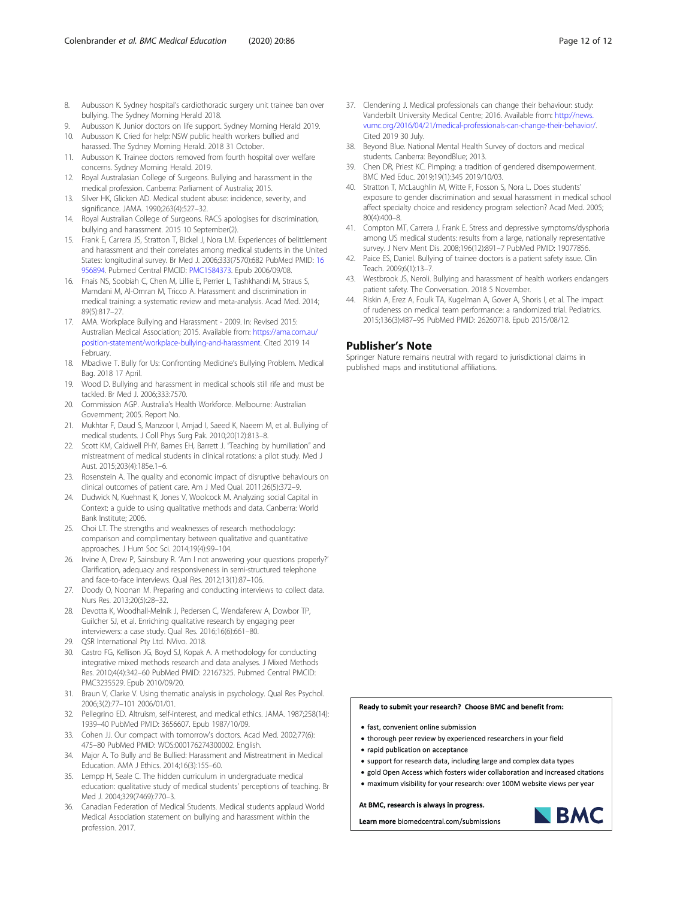8. Aubusson K. Sydney hospital's cardiothoracic surgery unit trainee ban over bullying. The Sydney Morning Herald 2018.
9. Aubusson K. Junior doctors on life support. Sydney Morning Herald 2019.
10. Aubusson K. Cried for help: NSW public health workers bullied and harassed. The Sydney Morning Herald. 2018 31 October.
11. Aubusson K. Trainee doctors removed from fourth hospital over welfare concerns. Sydney Morning Herald. 2019.
12. Royal Australasian College of Surgeons. Bullying and harassment in the medical profession. Canberra: Parliament of Australia; 2015.
13. Silver HK, Glicken AD. Medical student abuse: incidence, severity, and significance. JAMA. 1990;263(4):527–32.
14. Royal Australian College of Surgeons. RACS apologises for discrimination, bullying and harassment. 2015 10 September(2).
15. Frank E, Carrera JS, Stratton T, Bickel J, Nora LM. Experiences of belittlement and harassment and their correlates among medical students in the United States: longitudinal survey. Br Med J. 2006;333(7570):682 PubMed PMID: 16956894. Pubmed Central PMCID: PMC1584373. Epub 2006/09/08.
16. Fnais NS, Soobiah C, Chen M, Lillie E, Perrier L, Tashkhandi M, Straus S, Mamdani M, Al-Omran M, Tricco A. Harassment and discrimination in medical training: a systematic review and meta-analysis. Acad Med. 2014; 89(5):817–27.
17. AMA. Workplace Bullying and Harassment - 2009. In: Revised 2015: Australian Medical Association; 2015. Available from: https://ama.com.au/position-statement/workplace-bullying-and-harassment. Cited 2019 14 February.
18. Mbadiwe T. Bully for Us: Confronting Medicine's Bullying Problem. Medical Bag. 2018 17 April.
19. Wood D. Bullying and harassment in medical schools still rife and must be tackled. Br Med J. 2006;333:7570.
20. Commission AGP. Australia's Health Workforce. Melbourne: Australian Government; 2005. Report No.
21. Mukhtar F, Daud S, Manzoor I, Amjad I, Saeed K, Naeem M, et al. Bullying of medical students. J Coll Phys Surg Pak. 2010;20(12):813–8.
22. Scott KM, Caldwell PHY, Barnes EH, Barrett J. "Teaching by humiliation" and mistreatment of medical students in clinical rotations: a pilot study. Med J Aust. 2015;203(4):185e.1–6.
23. Rosenstein A. The quality and economic impact of disruptive behaviours on clinical outcomes of patient care. Am J Med Qual. 2011;26(5):372–9.
24. Dudwick N, Kuehnast K, Jones V, Woolcock M. Analyzing social Capital in Context: a guide to using qualitative methods and data. Canberra: World Bank Institute; 2006.
25. Choi LT. The strengths and weaknesses of research methodology: comparison and complimentary between qualitative and quantitative approaches. J Hum Soc Sci. 2014;19(4):99–104.
26. Irvine A, Drew P, Sainsbury R. 'Am I not answering your questions properly?' Clarification, adequacy and responsiveness in semi-structured telephone and face-to-face interviews. Qual Res. 2012;13(1):87–106.
27. Doody O, Noonan M. Preparing and conducting interviews to collect data. Nurs Res. 2013;20(5):28–32.
28. Devotta K, Woodhall-Melnik J, Pedersen C, Wendaferew A, Dowbor TP, Guilcher SJ, et al. Enriching qualitative research by engaging peer interviewers: a case study. Qual Res. 2016;16(6):661–80.
29. QSR International Pty Ltd. NVivo. 2018.
30. Castro FG, Kellison JG, Boyd SJ, Kopak A. A methodology for conducting integrative mixed methods research and data analyses. J Mixed Methods Res. 2010;4(4):342–60 PubMed PMID: 22167325. Pubmed Central PMCID: PMC3235529. Epub 2010/09/20.
31. Braun V, Clarke V. Using thematic analysis in psychology. Qual Res Psychol. 2006;3(2):77–101 2006/01/01.
32. Pellegrino ED. Altruism, self-interest, and medical ethics. JAMA. 1987;258(14): 1939–40 PubMed PMID: 3656607. Epub 1987/10/09.
33. Cohen JJ. Our compact with tomorrow's doctors. Acad Med. 2002;77(6): 475–80 PubMed PMID: WOS:000176274300002. English.
34. Major A. To Bully and Be Bullied: Harassment and Mistreatment in Medical Education. AMA J Ethics. 2014;16(3):155–60.
35. Lempp H, Seale C. The hidden curriculum in undergraduate medical education: qualitative study of medical students' perceptions of teaching. Br Med J. 2004;329(7469):770–3.
36. Canadian Federation of Medical Students. Medical students applaud World Medical Association statement on bullying and harassment within the profession. 2017.
37. Clendening J. Medical professionals can change their behaviour: study: Vanderbilt University Medical Centre; 2016. Available from: http://news.vumc.org/2016/04/21/medical-professionals-can-change-their-behavior/. Cited 2019 30 July.
38. Beyond Blue. National Mental Health Survey of doctors and medical students. Canberra: BeyondBlue; 2013.
39. Chen DR, Priest KC. Pimping: a tradition of gendered disempowerment. BMC Med Educ. 2019;19(1):345 2019/10/03.
40. Stratton T, McLaughlin M, Witte F, Fosson S, Nora L. Does students' exposure to gender discrimination and sexual harassment in medical school affect specialty choice and residency program selection? Acad Med. 2005; 80(4):400–8.
41. Compton MT, Carrera J, Frank E. Stress and depressive symptoms/dysphoria among US medical students: results from a large, nationally representative survey. J Nerv Ment Dis. 2008;196(12):891–7 PubMed PMID: 19077856.
42. Paice ES, Daniel. Bullying of trainee doctors is a patient safety issue. Clin Teach. 2009;6(1):13–7.
43. Westbrook JS, Neroli. Bullying and harassment of health workers endangers patient safety. The Conversation. 2018 5 November.
44. Riskin A, Erez A, Foulk TA, Kugelman A, Gover A, Shoris I, et al. The impact of rudeness on medical team performance: a randomized trial. Pediatrics. 2015;136(3):487–95 PubMed PMID: 26260718. Epub 2015/08/12.

## Publisher's Note

Springer Nature remains neutral with regard to jurisdictional claims in published maps and institutional affiliations.

**Ready to submit your research? Choose BMC and benefit from:**

- fast, convenient online submission
- thorough peer review by experienced researchers in your field
- rapid publication on acceptance
- support for research data, including large and complex data types
- gold Open Access which fosters wider collaboration and increased citations
- maximum visibility for your research: over 100M website views per year

**At BMC, research is always in progress.**

**Learn more** biomedcentral.com/submissions

BMC